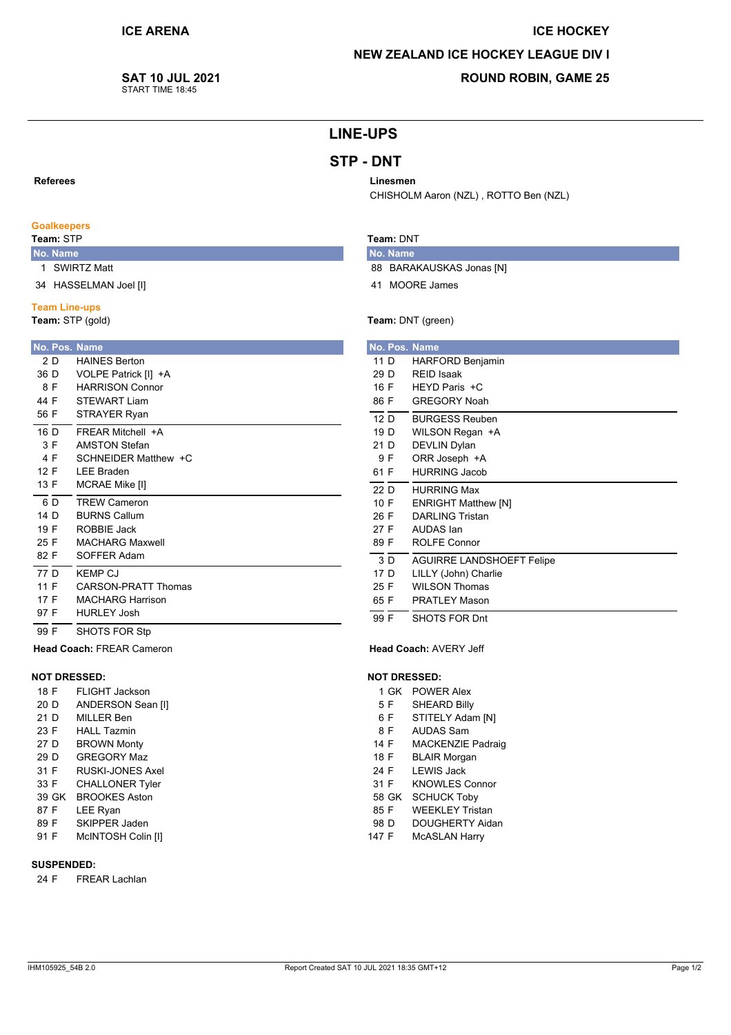**ICE ARENA**

**ICE HOCKEY**

**NEW ZEALAND ICE HOCKEY LEAGUE DIV I**

**SAT 10 JUL 2021**
START TIME 18:45

**ROUND ROBIN, GAME 25**

# LINE-UPS

## STP - DNT

**Referees**

**Linesmen**
CHISHOLM Aaron (NZL) , ROTTO Ben (NZL)

### Goalkeepers

**Team:** STP

| No. | Name |
|---|---|
| 1 | SWIRTZ Matt |
| 34 | HASSELMAN Joel [I] |

**Team:** DNT

| No. | Name |
|---|---|
| 88 | BARAKAUSKAS Jonas [N] |
| 41 | MOORE James |

### Team Line-ups

**Team:** STP (gold)

| No. | Pos. | Name |
|---|---|---|
| 2 | D | HAINES Berton |
| 36 | D | VOLPE Patrick [I] +A |
| 8 | F | HARRISON Connor |
| 44 | F | STEWART Liam |
| 56 | F | STRAYER Ryan |
| 16 | D | FREAR Mitchell +A |
| 3 | F | AMSTON Stefan |
| 4 | F | SCHNEIDER Matthew +C |
| 12 | F | LEE Braden |
| 13 | F | MCRAE Mike [I] |
| 6 | D | TREW Cameron |
| 14 | D | BURNS Callum |
| 19 | F | ROBBIE Jack |
| 25 | F | MACHARG Maxwell |
| 82 | F | SOFFER Adam |
| 77 | D | KEMP CJ |
| 11 | F | CARSON-PRATT Thomas |
| 17 | F | MACHARG Harrison |
| 97 | F | HURLEY Josh |
| 99 | F | SHOTS FOR Stp |

**Head Coach:** FREAR Cameron

**Team:** DNT (green)

| No. | Pos. | Name |
|---|---|---|
| 11 | D | HARFORD Benjamin |
| 29 | D | REID Isaak |
| 16 | F | HEYD Paris +C |
| 86 | F | GREGORY Noah |
| 12 | D | BURGESS Reuben |
| 19 | D | WILSON Regan +A |
| 21 | D | DEVLIN Dylan |
| 9 | F | ORR Joseph +A |
| 61 | F | HURRING Jacob |
| 22 | D | HURRING Max |
| 10 | F | ENRIGHT Matthew [N] |
| 26 | F | DARLING Tristan |
| 27 | F | AUDAS Ian |
| 89 | F | ROLFE Connor |
| 3 | D | AGUIRRE LANDSHOEFT Felipe |
| 17 | D | LILLY (John) Charlie |
| 25 | F | WILSON Thomas |
| 65 | F | PRATLEY Mason |
| 99 | F | SHOTS FOR Dnt |

**Head Coach:** AVERY Jeff

### NOT DRESSED:

**STP**

| No. | Pos. | Name |
|---|---|---|
| 18 | F | FLIGHT Jackson |
| 20 | D | ANDERSON Sean [I] |
| 21 | D | MILLER Ben |
| 23 | F | HALL Tazmin |
| 27 | D | BROWN Monty |
| 29 | D | GREGORY Maz |
| 31 | F | RUSKI-JONES Axel |
| 33 | F | CHALLONER Tyler |
| 39 | GK | BROOKES Aston |
| 87 | F | LEE Ryan |
| 89 | F | SKIPPER Jaden |
| 91 | F | McINTOSH Colin [I] |

**DNT**

| No. | Pos. | Name |
|---|---|---|
| 1 | GK | POWER Alex |
| 5 | F | SHEARD Billy |
| 6 | F | STITELY Adam [N] |
| 8 | F | AUDAS Sam |
| 14 | F | MACKENZIE Padraig |
| 18 | F | BLAIR Morgan |
| 24 | F | LEWIS Jack |
| 31 | F | KNOWLES Connor |
| 58 | GK | SCHUCK Toby |
| 85 | F | WEEKLEY Tristan |
| 98 | D | DOUGHERTY Aidan |
| 147 | F | McASLAN Harry |

### SUSPENDED:

| No. | Pos. | Name |
|---|---|---|
| 24 | F | FREAR Lachlan |

IHM105925_54B 2.0

Report Created SAT 10 JUL 2021 18:35 GMT+12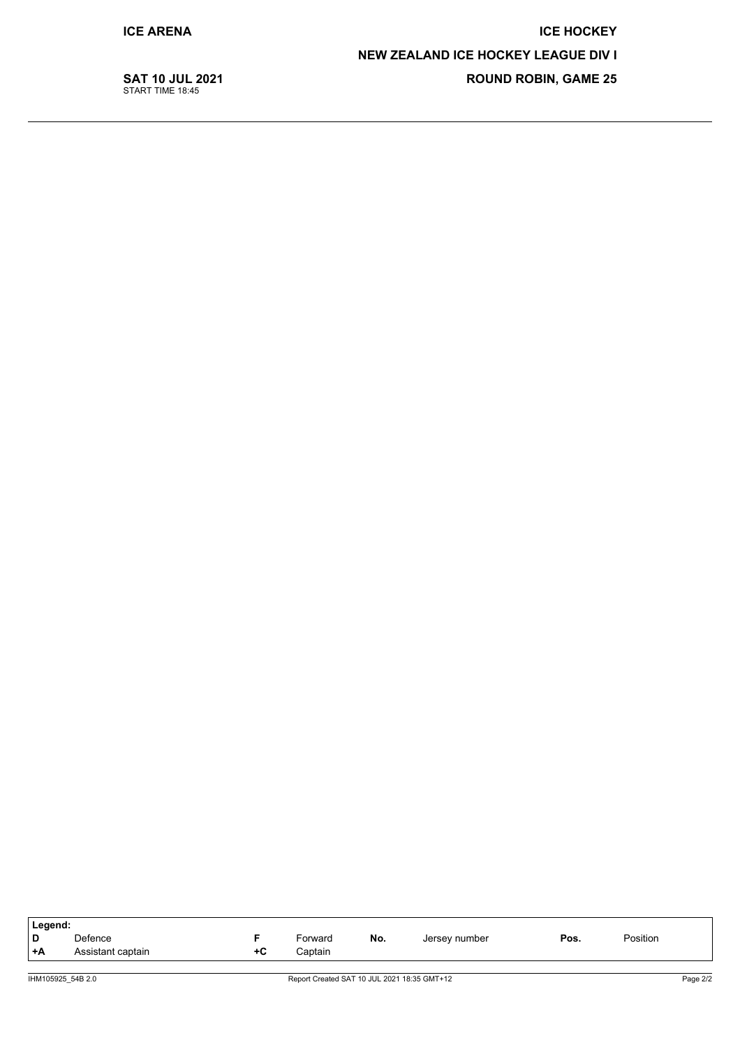**Legend:**

| | | | | | | | |
|---|---|---|---|---|---|---|---|
| D | Defence | F | Forward | No. | Jersey number | Pos. | Position |
| +A | Assistant captain | +C | Captain | | | | |

IHM105925_54B 2.0

Report Created SAT 10 JUL 2021 18:35 GMT+12